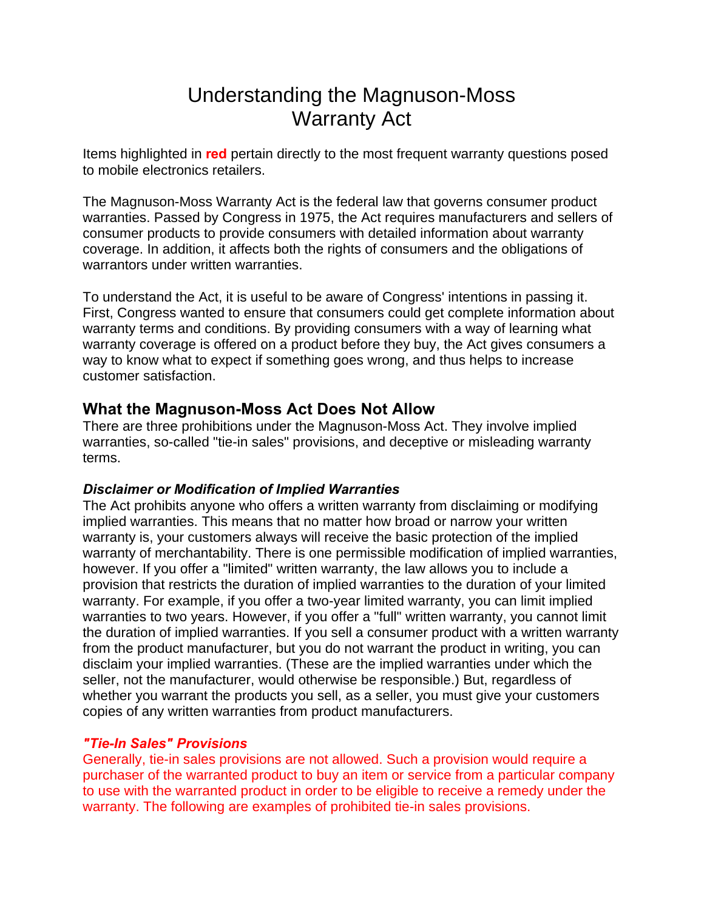# Understanding the Magnuson-Moss Warranty Act

Items highlighted in **red** pertain directly to the most frequent warranty questions posed to mobile electronics retailers.

The Magnuson-Moss Warranty Act is the federal law that governs consumer product warranties. Passed by Congress in 1975, the Act requires manufacturers and sellers of consumer products to provide consumers with detailed information about warranty coverage. In addition, it affects both the rights of consumers and the obligations of warrantors under written warranties.

To understand the Act, it is useful to be aware of Congress' intentions in passing it. First, Congress wanted to ensure that consumers could get complete information about warranty terms and conditions. By providing consumers with a way of learning what warranty coverage is offered on a product before they buy, the Act gives consumers a way to know what to expect if something goes wrong, and thus helps to increase customer satisfaction.

## What the Magnuson-Moss Act Does Not Allow

There are three prohibitions under the Magnuson-Moss Act. They involve implied warranties, so-called "tie-in sales" provisions, and deceptive or misleading warranty terms.

### *Disclaimer or Modification of Implied Warranties*

The Act prohibits anyone who offers a written warranty from disclaiming or modifying implied warranties. This means that no matter how broad or narrow your written warranty is, your customers always will receive the basic protection of the implied warranty of merchantability. There is one permissible modification of implied warranties, however. If you offer a "limited" written warranty, the law allows you to include a provision that restricts the duration of implied warranties to the duration of your limited warranty. For example, if you offer a two-year limited warranty, you can limit implied warranties to two years. However, if you offer a "full" written warranty, you cannot limit the duration of implied warranties. If you sell a consumer product with a written warranty from the product manufacturer, but you do not warrant the product in writing, you can disclaim your implied warranties. (These are the implied warranties under which the seller, not the manufacturer, would otherwise be responsible.) But, regardless of whether you warrant the products you sell, as a seller, you must give your customers copies of any written warranties from product manufacturers.

### *"Tie-In Sales" Provisions*

Generally, tie-in sales provisions are not allowed. Such a provision would require a purchaser of the warranted product to buy an item or service from a particular company to use with the warranted product in order to be eligible to receive a remedy under the warranty. The following are examples of prohibited tie-in sales provisions.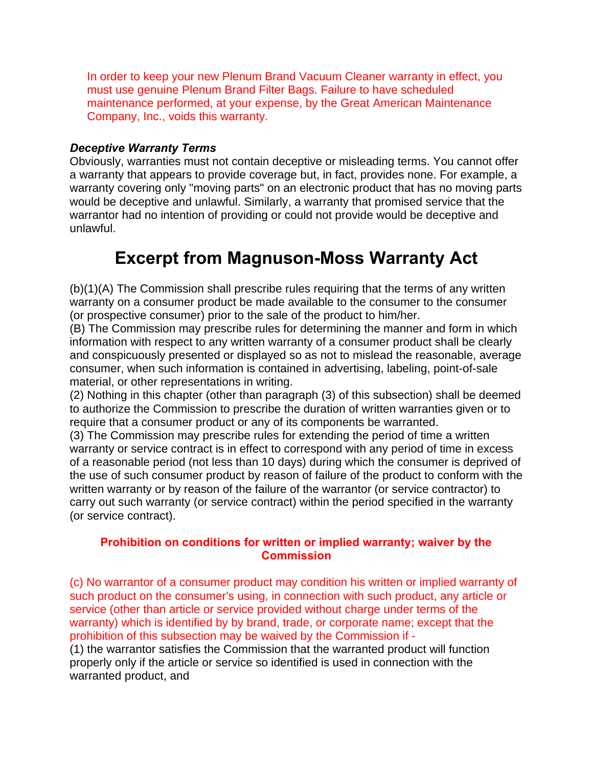In order to keep your new Plenum Brand Vacuum Cleaner warranty in effect, you must use genuine Plenum Brand Filter Bags. Failure to have scheduled maintenance performed, at your expense, by the Great American Maintenance Company, Inc., voids this warranty.

***Deceptive Warranty Terms***

Obviously, warranties must not contain deceptive or misleading terms. You cannot offer a warranty that appears to provide coverage but, in fact, provides none. For example, a warranty covering only "moving parts" on an electronic product that has no moving parts would be deceptive and unlawful. Similarly, a warranty that promised service that the warrantor had no intention of providing or could not provide would be deceptive and unlawful.

# Excerpt from Magnuson-Moss Warranty Act

(b)(1)(A) The Commission shall prescribe rules requiring that the terms of any written warranty on a consumer product be made available to the consumer to the consumer (or prospective consumer) prior to the sale of the product to him/her.
(B) The Commission may prescribe rules for determining the manner and form in which information with respect to any written warranty of a consumer product shall be clearly and conspicuously presented or displayed so as not to mislead the reasonable, average consumer, when such information is contained in advertising, labeling, point-of-sale material, or other representations in writing.
(2) Nothing in this chapter (other than paragraph (3) of this subsection) shall be deemed to authorize the Commission to prescribe the duration of written warranties given or to require that a consumer product or any of its components be warranted.
(3) The Commission may prescribe rules for extending the period of time a written warranty or service contract is in effect to correspond with any period of time in excess of a reasonable period (not less than 10 days) during which the consumer is deprived of the use of such consumer product by reason of failure of the product to conform with the written warranty or by reason of the failure of the warrantor (or service contractor) to carry out such warranty (or service contract) within the period specified in the warranty (or service contract).

**Prohibition on conditions for written or implied warranty; waiver by the Commission**

(c) No warrantor of a consumer product may condition his written or implied warranty of such product on the consumer's using, in connection with such product, any article or service (other than article or service provided without charge under terms of the warranty) which is identified by by brand, trade, or corporate name; except that the prohibition of this subsection may be waived by the Commission if -
(1) the warrantor satisfies the Commission that the warranted product will function properly only if the article or service so identified is used in connection with the warranted product, and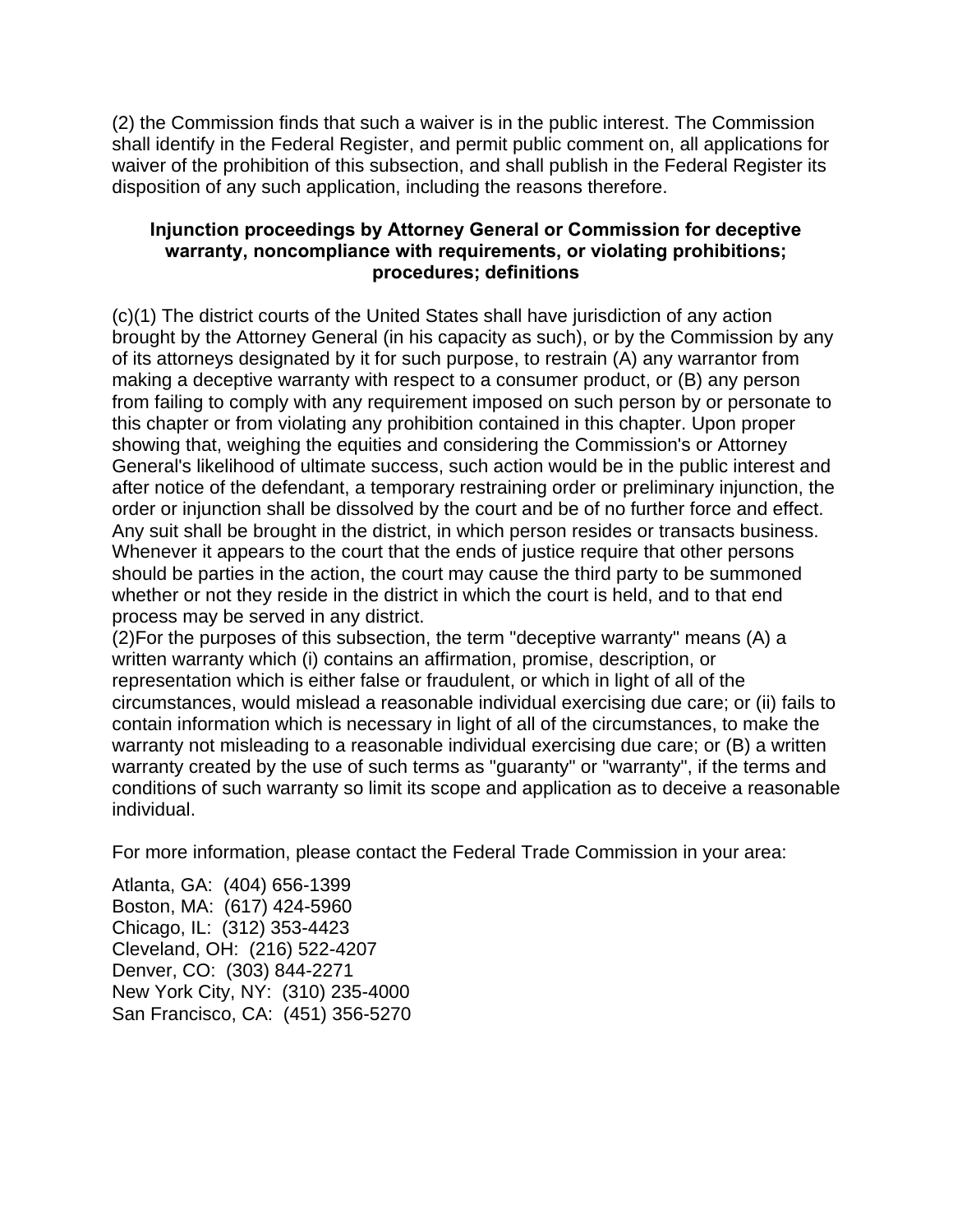(2) the Commission finds that such a waiver is in the public interest. The Commission shall identify in the Federal Register, and permit public comment on, all applications for waiver of the prohibition of this subsection, and shall publish in the Federal Register its disposition of any such application, including the reasons therefore.

### Injunction proceedings by Attorney General or Commission for deceptive warranty, noncompliance with requirements, or violating prohibitions; procedures; definitions

(c)(1) The district courts of the United States shall have jurisdiction of any action brought by the Attorney General (in his capacity as such), or by the Commission by any of its attorneys designated by it for such purpose, to restrain (A) any warrantor from making a deceptive warranty with respect to a consumer product, or (B) any person from failing to comply with any requirement imposed on such person by or personate to this chapter or from violating any prohibition contained in this chapter. Upon proper showing that, weighing the equities and considering the Commission's or Attorney General's likelihood of ultimate success, such action would be in the public interest and after notice of the defendant, a temporary restraining order or preliminary injunction, the order or injunction shall be dissolved by the court and be of no further force and effect. Any suit shall be brought in the district, in which person resides or transacts business. Whenever it appears to the court that the ends of justice require that other persons should be parties in the action, the court may cause the third party to be summoned whether or not they reside in the district in which the court is held, and to that end process may be served in any district.
(2)For the purposes of this subsection, the term "deceptive warranty" means (A) a written warranty which (i) contains an affirmation, promise, description, or representation which is either false or fraudulent, or which in light of all of the circumstances, would mislead a reasonable individual exercising due care; or (ii) fails to contain information which is necessary in light of all of the circumstances, to make the warranty not misleading to a reasonable individual exercising due care; or (B) a written warranty created by the use of such terms as "guaranty" or "warranty", if the terms and conditions of such warranty so limit its scope and application as to deceive a reasonable individual.

For more information, please contact the Federal Trade Commission in your area:

Atlanta, GA: (404) 656-1399
Boston, MA: (617) 424-5960
Chicago, IL: (312) 353-4423
Cleveland, OH: (216) 522-4207
Denver, CO: (303) 844-2271
New York City, NY: (310) 235-4000
San Francisco, CA: (451) 356-5270